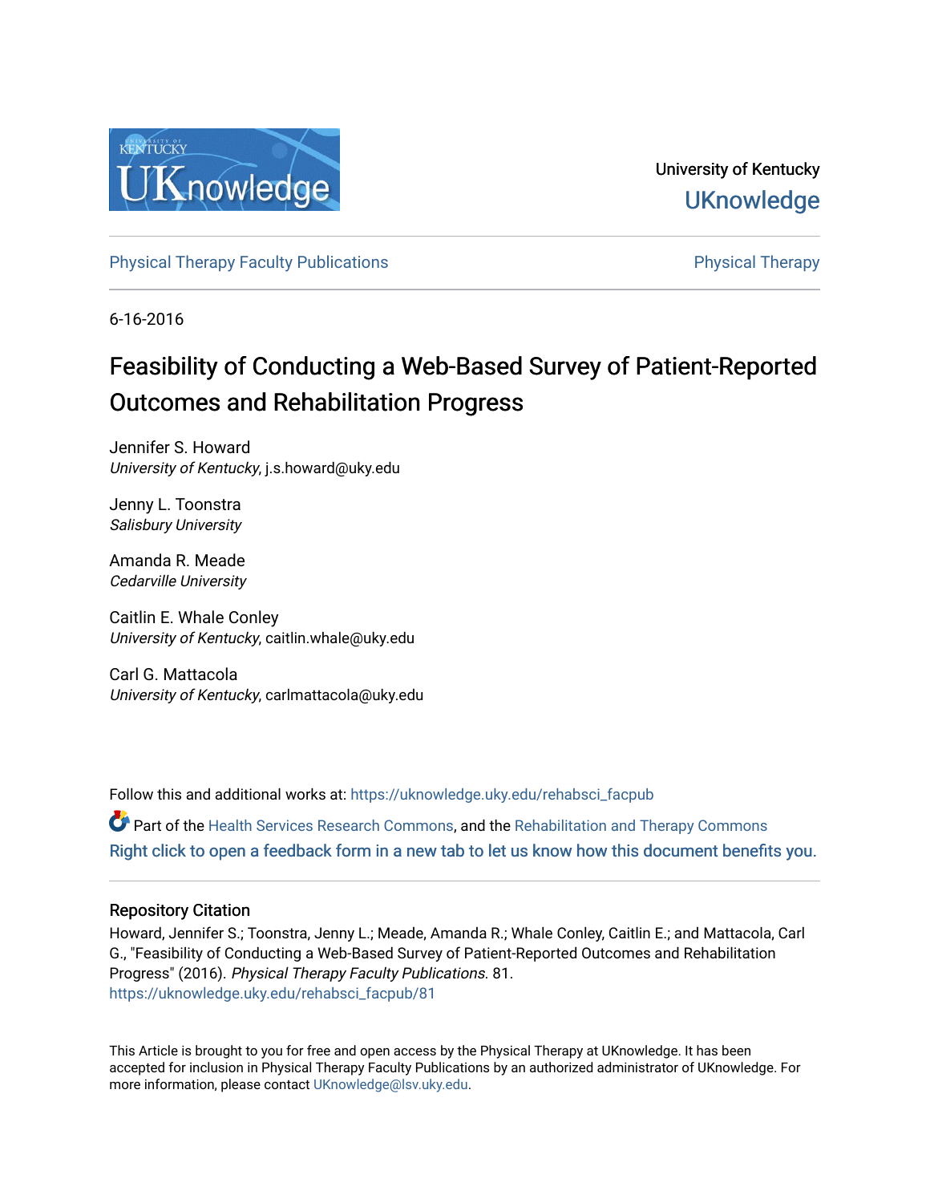University of Kentucky

UKnowledge

Physical Therapy Faculty Publications

Physical Therapy

6-16-2016

# Feasibility of Conducting a Web-Based Survey of Patient-Reported Outcomes and Rehabilitation Progress

Jennifer S. Howard
*University of Kentucky*, j.s.howard@uky.edu

Jenny L. Toonstra
*Salisbury University*

Amanda R. Meade
*Cedarville University*

Caitlin E. Whale Conley
*University of Kentucky*, caitlin.whale@uky.edu

Carl G. Mattacola
*University of Kentucky*, carlmattacola@uky.edu

Follow this and additional works at: https://uknowledge.uky.edu/rehabsci_facpub

Part of the Health Services Research Commons, and the Rehabilitation and Therapy Commons

Right click to open a feedback form in a new tab to let us know how this document benefits you.

## Repository Citation

Howard, Jennifer S.; Toonstra, Jenny L.; Meade, Amanda R.; Whale Conley, Caitlin E.; and Mattacola, Carl G., "Feasibility of Conducting a Web-Based Survey of Patient-Reported Outcomes and Rehabilitation Progress" (2016). *Physical Therapy Faculty Publications*. 81.
https://uknowledge.uky.edu/rehabsci_facpub/81

This Article is brought to you for free and open access by the Physical Therapy at UKnowledge. It has been accepted for inclusion in Physical Therapy Faculty Publications by an authorized administrator of UKnowledge. For more information, please contact UKnowledge@lsv.uky.edu.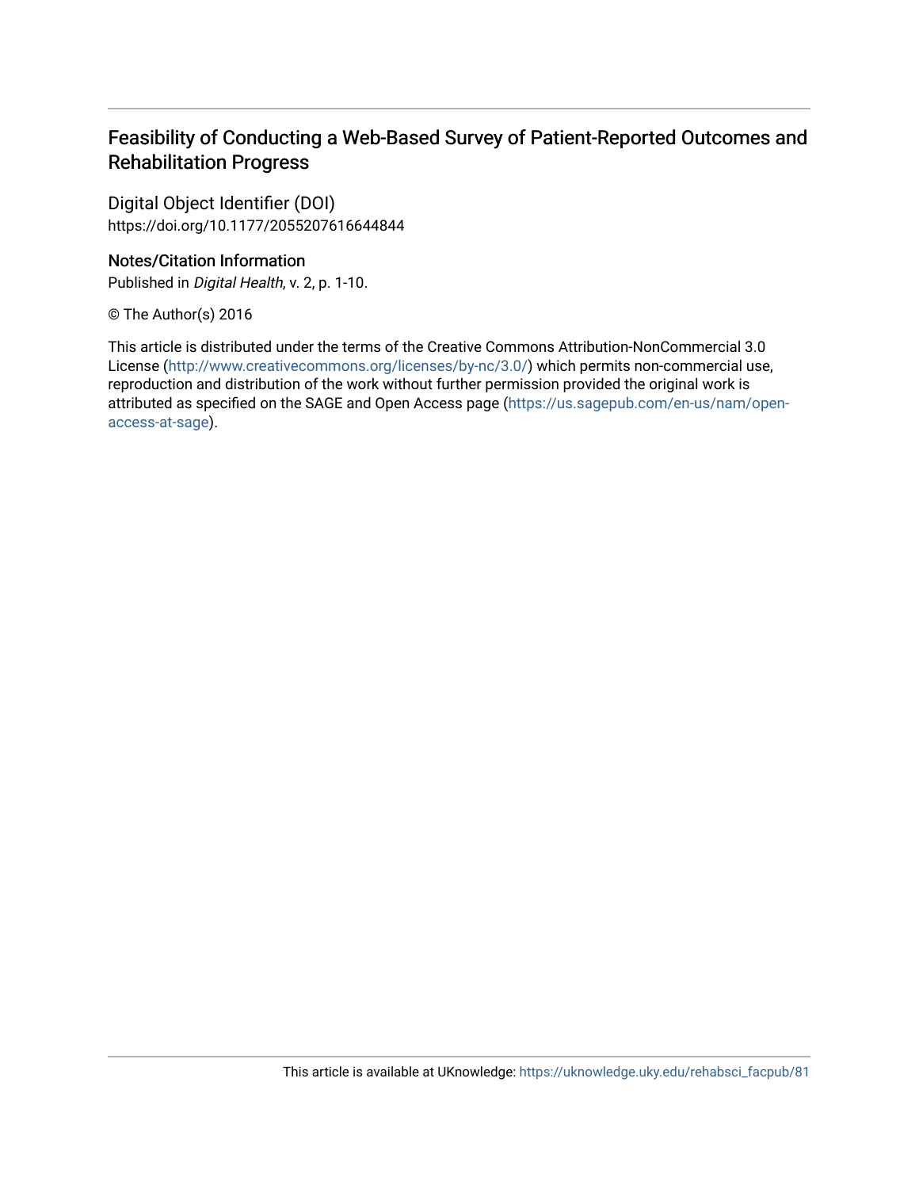# Feasibility of Conducting a Web-Based Survey of Patient-Reported Outcomes and Rehabilitation Progress

## Digital Object Identifier (DOI)

https://doi.org/10.1177/2055207616644844

## Notes/Citation Information

Published in *Digital Health*, v. 2, p. 1-10.

© The Author(s) 2016

This article is distributed under the terms of the Creative Commons Attribution-NonCommercial 3.0 License (http://www.creativecommons.org/licenses/by-nc/3.0/) which permits non-commercial use, reproduction and distribution of the work without further permission provided the original work is attributed as specified on the SAGE and Open Access page (https://us.sagepub.com/en-us/nam/open-access-at-sage).

This article is available at UKnowledge: https://uknowledge.uky.edu/rehabsci_facpub/81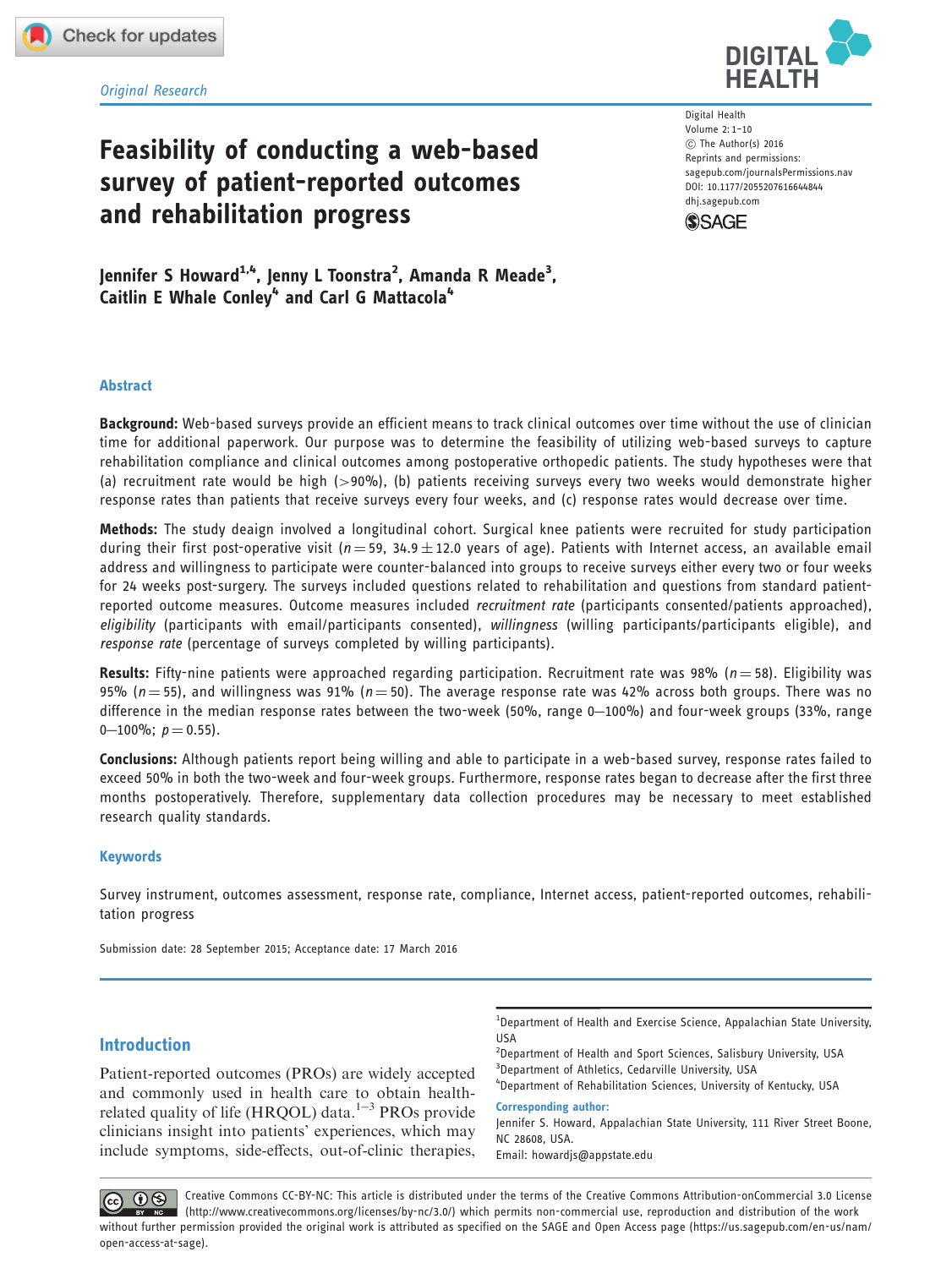Original Research

# Feasibility of conducting a web-based survey of patient-reported outcomes and rehabilitation progress

Jennifer S Howard[1,4], Jenny L Toonstra[2], Amanda R Meade[3], Caitlin E Whale Conley[4] and Carl G Mattacola[4]

Digital Health
Volume 2: 1–10
© The Author(s) 2016
Reprints and permissions: sagepub.com/journalsPermissions.nav
DOI: 10.1177/2055207616644844
dhj.sagepub.com

## Abstract

**Background:** Web-based surveys provide an efficient means to track clinical outcomes over time without the use of clinician time for additional paperwork. Our purpose was to determine the feasibility of utilizing web-based surveys to capture rehabilitation compliance and clinical outcomes among postoperative orthopedic patients. The study hypotheses were that (a) recruitment rate would be high (>90%), (b) patients receiving surveys every two weeks would demonstrate higher response rates than patients that receive surveys every four weeks, and (c) response rates would decrease over time.

**Methods:** The study deaign involved a longitudinal cohort. Surgical knee patients were recruited for study participation during their first post-operative visit ($n = 59$, $34.9 \pm 12.0$ years of age). Patients with Internet access, an available email address and willingness to participate were counter-balanced into groups to receive surveys either every two or four weeks for 24 weeks post-surgery. The surveys included questions related to rehabilitation and questions from standard patient-reported outcome measures. Outcome measures included *recruitment rate* (participants consented/patients approached), *eligibility* (participants with email/participants consented), *willingness* (willing participants/participants eligible), and *response rate* (percentage of surveys completed by willing participants).

**Results:** Fifty-nine patients were approached regarding participation. Recruitment rate was 98% ($n = 58$). Eligibility was 95% ($n = 55$), and willingness was 91% ($n = 50$). The average response rate was 42% across both groups. There was no difference in the median response rates between the two-week (50%, range 0–100%) and four-week groups (33%, range 0–100%; $p = 0.55$).

**Conclusions:** Although patients report being willing and able to participate in a web-based survey, response rates failed to exceed 50% in both the two-week and four-week groups. Furthermore, response rates began to decrease after the first three months postoperatively. Therefore, supplementary data collection procedures may be necessary to meet established research quality standards.

## Keywords

Survey instrument, outcomes assessment, response rate, compliance, Internet access, patient-reported outcomes, rehabilitation progress

Submission date: 28 September 2015; Acceptance date: 17 March 2016

## Introduction

Patient-reported outcomes (PROs) are widely accepted and commonly used in health care to obtain health-related quality of life (HRQOL) data.[1–3] PROs provide clinicians insight into patients' experiences, which may include symptoms, side-effects, out-of-clinic therapies,

[1]Department of Health and Exercise Science, Appalachian State University, USA
[2]Department of Health and Sport Sciences, Salisbury University, USA
[3]Department of Athletics, Cedarville University, USA
[4]Department of Rehabilitation Sciences, University of Kentucky, USA

**Corresponding author:**
Jennifer S. Howard, Appalachian State University, 111 River Street Boone, NC 28608, USA.
Email: howardjs@appstate.edu

Creative Commons CC-BY-NC: This article is distributed under the terms of the Creative Commons Attribution-onCommercial 3.0 License (http://www.creativecommons.org/licenses/by-nc/3.0/) which permits non-commercial use, reproduction and distribution of the work without further permission provided the original work is attributed as specified on the SAGE and Open Access page (https://us.sagepub.com/en-us/nam/open-access-at-sage).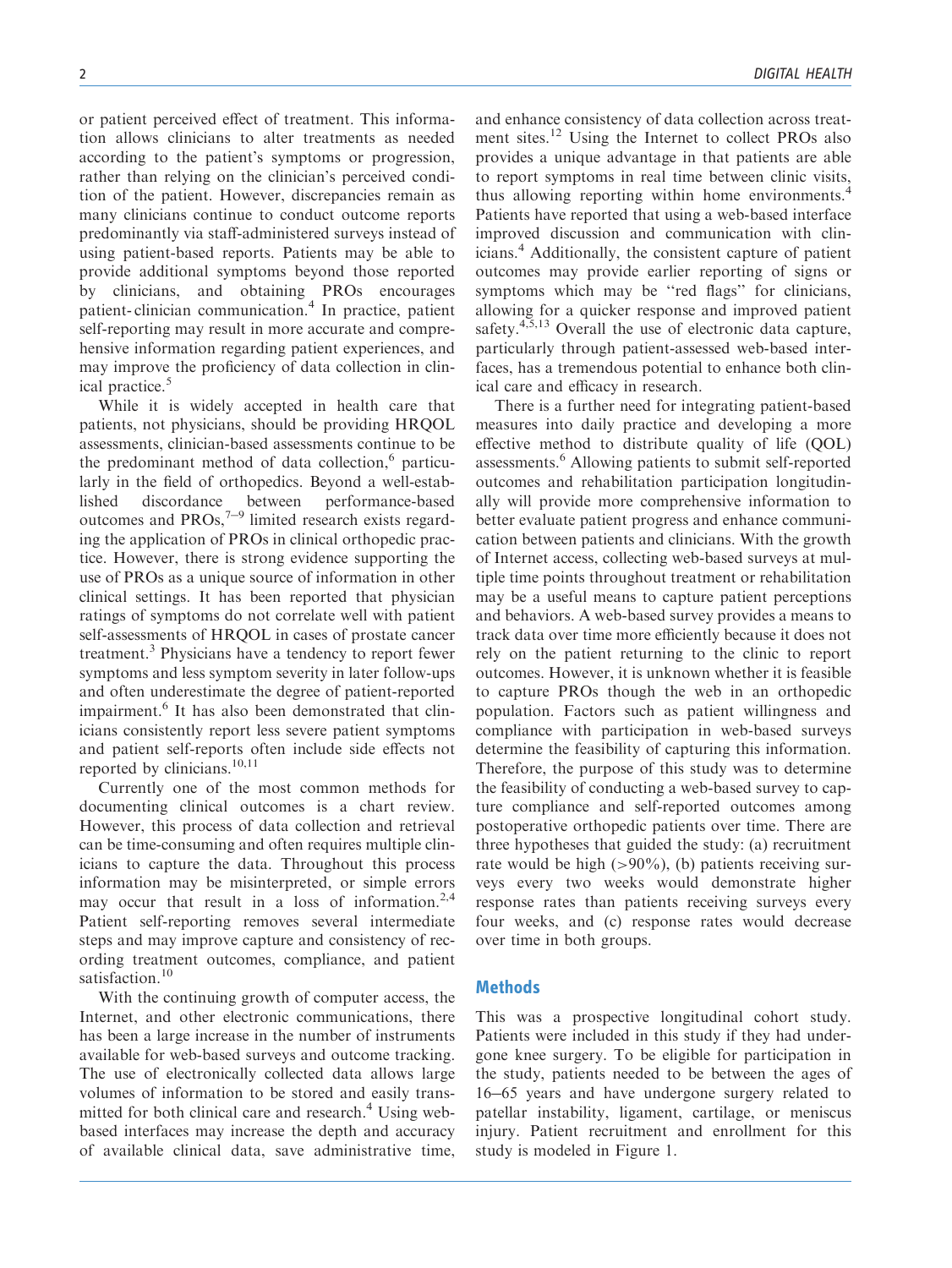or patient perceived effect of treatment. This information allows clinicians to alter treatments as needed according to the patient's symptoms or progression, rather than relying on the clinician's perceived condition of the patient. However, discrepancies remain as many clinicians continue to conduct outcome reports predominantly via staff-administered surveys instead of using patient-based reports. Patients may be able to provide additional symptoms beyond those reported by clinicians, and obtaining PROs encourages patient-clinician communication.[4] In practice, patient self-reporting may result in more accurate and comprehensive information regarding patient experiences, and may improve the proficiency of data collection in clinical practice.[5]

While it is widely accepted in health care that patients, not physicians, should be providing HRQOL assessments, clinician-based assessments continue to be the predominant method of data collection,[6] particularly in the field of orthopedics. Beyond a well-established discordance between performance-based outcomes and PROs,[7–9] limited research exists regarding the application of PROs in clinical orthopedic practice. However, there is strong evidence supporting the use of PROs as a unique source of information in other clinical settings. It has been reported that physician ratings of symptoms do not correlate well with patient self-assessments of HRQOL in cases of prostate cancer treatment.[3] Physicians have a tendency to report fewer symptoms and less symptom severity in later follow-ups and often underestimate the degree of patient-reported impairment.[6] It has also been demonstrated that clinicians consistently report less severe patient symptoms and patient self-reports often include side effects not reported by clinicians.[10,11]

Currently one of the most common methods for documenting clinical outcomes is a chart review. However, this process of data collection and retrieval can be time-consuming and often requires multiple clinicians to capture the data. Throughout this process information may be misinterpreted, or simple errors may occur that result in a loss of information.[2,4] Patient self-reporting removes several intermediate steps and may improve capture and consistency of recording treatment outcomes, compliance, and patient satisfaction.[10]

With the continuing growth of computer access, the Internet, and other electronic communications, there has been a large increase in the number of instruments available for web-based surveys and outcome tracking. The use of electronically collected data allows large volumes of information to be stored and easily transmitted for both clinical care and research.[4] Using web-based interfaces may increase the depth and accuracy of available clinical data, save administrative time, and enhance consistency of data collection across treatment sites.[12] Using the Internet to collect PROs also provides a unique advantage in that patients are able to report symptoms in real time between clinic visits, thus allowing reporting within home environments.[4] Patients have reported that using a web-based interface improved discussion and communication with clinicians.[4] Additionally, the consistent capture of patient outcomes may provide earlier reporting of signs or symptoms which may be "red flags" for clinicians, allowing for a quicker response and improved patient safety.[4,5,13] Overall the use of electronic data capture, particularly through patient-assessed web-based interfaces, has a tremendous potential to enhance both clinical care and efficacy in research.

There is a further need for integrating patient-based measures into daily practice and developing a more effective method to distribute quality of life (QOL) assessments.[6] Allowing patients to submit self-reported outcomes and rehabilitation participation longitudinally will provide more comprehensive information to better evaluate patient progress and enhance communication between patients and clinicians. With the growth of Internet access, collecting web-based surveys at multiple time points throughout treatment or rehabilitation may be a useful means to capture patient perceptions and behaviors. A web-based survey provides a means to track data over time more efficiently because it does not rely on the patient returning to the clinic to report outcomes. However, it is unknown whether it is feasible to capture PROs though the web in an orthopedic population. Factors such as patient willingness and compliance with participation in web-based surveys determine the feasibility of capturing this information. Therefore, the purpose of this study was to determine the feasibility of conducting a web-based survey to capture compliance and self-reported outcomes among postoperative orthopedic patients over time. There are three hypotheses that guided the study: (a) recruitment rate would be high (>90%), (b) patients receiving surveys every two weeks would demonstrate higher response rates than patients receiving surveys every four weeks, and (c) response rates would decrease over time in both groups.

## Methods

This was a prospective longitudinal cohort study. Patients were included in this study if they had undergone knee surgery. To be eligible for participation in the study, patients needed to be between the ages of 16–65 years and have undergone surgery related to patellar instability, ligament, cartilage, or meniscus injury. Patient recruitment and enrollment for this study is modeled in Figure 1.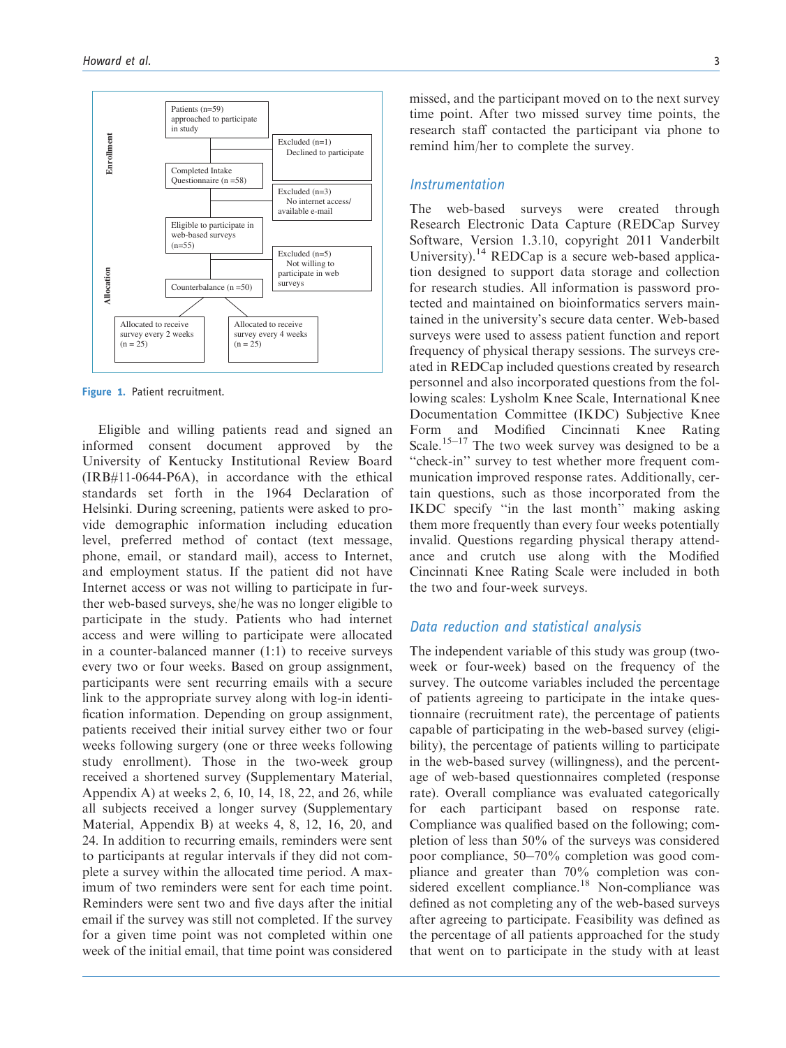Figure 1. Patient recruitment.

Eligible and willing patients read and signed an informed consent document approved by the University of Kentucky Institutional Review Board (IRB#11-0644-P6A), in accordance with the ethical standards set forth in the 1964 Declaration of Helsinki. During screening, patients were asked to provide demographic information including education level, preferred method of contact (text message, phone, email, or standard mail), access to Internet, and employment status. If the patient did not have Internet access or was not willing to participate in further web-based surveys, she/he was no longer eligible to participate in the study. Patients who had internet access and were willing to participate were allocated in a counter-balanced manner (1:1) to receive surveys every two or four weeks. Based on group assignment, participants were sent recurring emails with a secure link to the appropriate survey along with log-in identification information. Depending on group assignment, patients received their initial survey either two or four weeks following surgery (one or three weeks following study enrollment). Those in the two-week group received a shortened survey (Supplementary Material, Appendix A) at weeks 2, 6, 10, 14, 18, 22, and 26, while all subjects received a longer survey (Supplementary Material, Appendix B) at weeks 4, 8, 12, 16, 20, and 24. In addition to recurring emails, reminders were sent to participants at regular intervals if they did not complete a survey within the allocated time period. A maximum of two reminders were sent for each time point. Reminders were sent two and five days after the initial email if the survey was still not completed. If the survey for a given time point was not completed within one week of the initial email, that time point was considered missed, and the participant moved on to the next survey time point. After two missed survey time points, the research staff contacted the participant via phone to remind him/her to complete the survey.

## Instrumentation

The web-based surveys were created through Research Electronic Data Capture (REDCap Survey Software, Version 1.3.10, copyright 2011 Vanderbilt University).[14] REDCap is a secure web-based application designed to support data storage and collection for research studies. All information is password protected and maintained on bioinformatics servers maintained in the university's secure data center. Web-based surveys were used to assess patient function and report frequency of physical therapy sessions. The surveys created in REDCap included questions created by research personnel and also incorporated questions from the following scales: Lysholm Knee Scale, International Knee Documentation Committee (IKDC) Subjective Knee Form and Modified Cincinnati Knee Rating Scale.[15–17] The two week survey was designed to be a "check-in" survey to test whether more frequent communication improved response rates. Additionally, certain questions, such as those incorporated from the IKDC specify "in the last month" making asking them more frequently than every four weeks potentially invalid. Questions regarding physical therapy attendance and crutch use along with the Modified Cincinnati Knee Rating Scale were included in both the two and four-week surveys.

## Data reduction and statistical analysis

The independent variable of this study was group (two-week or four-week) based on the frequency of the survey. The outcome variables included the percentage of patients agreeing to participate in the intake questionnaire (recruitment rate), the percentage of patients capable of participating in the web-based survey (eligibility), the percentage of patients willing to participate in the web-based survey (willingness), and the percentage of web-based questionnaires completed (response rate). Overall compliance was evaluated categorically for each participant based on response rate. Compliance was qualified based on the following; completion of less than 50% of the surveys was considered poor compliance, 50–70% completion was good compliance and greater than 70% completion was considered excellent compliance.[18] Non-compliance was defined as not completing any of the web-based surveys after agreeing to participate. Feasibility was defined as the percentage of all patients approached for the study that went on to participate in the study with at least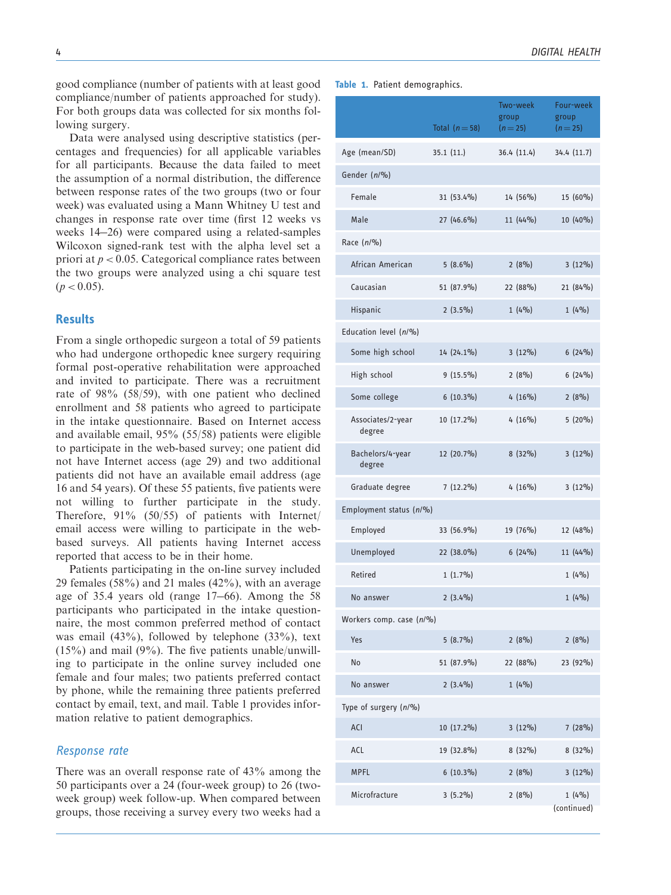good compliance (number of patients with at least good compliance/number of patients approached for study). For both groups data was collected for six months following surgery.

Data were analysed using descriptive statistics (percentages and frequencies) for all applicable variables for all participants. Because the data failed to meet the assumption of a normal distribution, the difference between response rates of the two groups (two or four week) was evaluated using a Mann Whitney U test and changes in response rate over time (first 12 weeks vs weeks 14–26) were compared using a related-samples Wilcoxon signed-rank test with the alpha level set a priori at $p < 0.05$. Categorical compliance rates between the two groups were analyzed using a chi square test ($p < 0.05$).

## Results

From a single orthopedic surgeon a total of 59 patients who had undergone orthopedic knee surgery requiring formal post-operative rehabilitation were approached and invited to participate. There was a recruitment rate of 98% (58/59), with one patient who declined enrollment and 58 patients who agreed to participate in the intake questionnaire. Based on Internet access and available email, 95% (55/58) patients were eligible to participate in the web-based survey; one patient did not have Internet access (age 29) and two additional patients did not have an available email address (age 16 and 54 years). Of these 55 patients, five patients were not willing to further participate in the study. Therefore, 91% (50/55) of patients with Internet/email access were willing to participate in the web-based surveys. All patients having Internet access reported that access to be in their home.

Patients participating in the on-line survey included 29 females (58%) and 21 males (42%), with an average age of 35.4 years old (range 17–66). Among the 58 participants who participated in the intake questionnaire, the most common preferred method of contact was email (43%), followed by telephone (33%), text (15%) and mail (9%). The five patients unable/unwilling to participate in the online survey included one female and four males; two patients preferred contact by phone, while the remaining three patients preferred contact by email, text, and mail. Table 1 provides information relative to patient demographics.

### *Response rate*

There was an overall response rate of 43% among the 50 participants over a 24 (four-week group) to 26 (two-week group) week follow-up. When compared between groups, those receiving a survey every two weeks had a

**Table 1.** Patient demographics.

| | Total (*n* = 58) | Two-week group (*n* = 25) | Four-week group (*n* = 25) |
|---|---|---|---|
| Age (mean/SD) | 35.1 (11.) | 36.4 (11.4) | 34.4 (11.7) |
| Gender (*n*/%) | | | |
| Female | 31 (53.4%) | 14 (56%) | 15 (60%) |
| Male | 27 (46.6%) | 11 (44%) | 10 (40%) |
| Race (*n*/%) | | | |
| African American | 5 (8.6%) | 2 (8%) | 3 (12%) |
| Caucasian | 51 (87.9%) | 22 (88%) | 21 (84%) |
| Hispanic | 2 (3.5%) | 1 (4%) | 1 (4%) |
| Education level (*n*/%) | | | |
| Some high school | 14 (24.1%) | 3 (12%) | 6 (24%) |
| High school | 9 (15.5%) | 2 (8%) | 6 (24%) |
| Some college | 6 (10.3%) | 4 (16%) | 2 (8%) |
| Associates/2-year degree | 10 (17.2%) | 4 (16%) | 5 (20%) |
| Bachelors/4-year degree | 12 (20.7%) | 8 (32%) | 3 (12%) |
| Graduate degree | 7 (12.2%) | 4 (16%) | 3 (12%) |
| Employment status (*n*/%) | | | |
| Employed | 33 (56.9%) | 19 (76%) | 12 (48%) |
| Unemployed | 22 (38.0%) | 6 (24%) | 11 (44%) |
| Retired | 1 (1.7%) | | 1 (4%) |
| No answer | 2 (3.4%) | | 1 (4%) |
| Workers comp. case (*n*/%) | | | |
| Yes | 5 (8.7%) | 2 (8%) | 2 (8%) |
| No | 51 (87.9%) | 22 (88%) | 23 (92%) |
| No answer | 2 (3.4%) | 1 (4%) | |
| Type of surgery (*n*/%) | | | |
| ACI | 10 (17.2%) | 3 (12%) | 7 (28%) |
| ACL | 19 (32.8%) | 8 (32%) | 8 (32%) |
| MPFL | 6 (10.3%) | 2 (8%) | 3 (12%) |
| Microfracture | 3 (5.2%) | 2 (8%) | 1 (4%) |

(continued)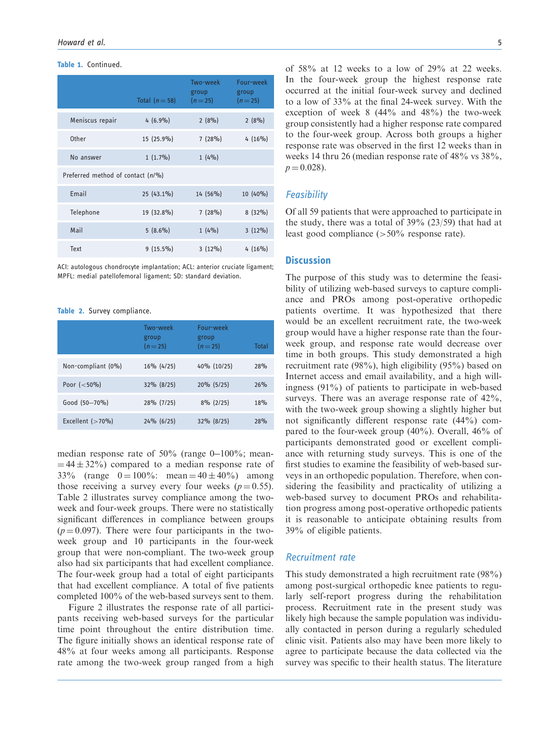Table 1. Continued.

| | Total ($n=58$) | Two-week group ($n=25$) | Four-week group ($n=25$) |
|---|---|---|---|
| Meniscus repair | 4 (6.9%) | 2 (8%) | 2 (8%) |
| Other | 15 (25.9%) | 7 (28%) | 4 (16%) |
| No answer | 1 (1.7%) | 1 (4%) | |
| Preferred method of contact (*n*/%) | | | |
| Email | 25 (43.1%) | 14 (56%) | 10 (40%) |
| Telephone | 19 (32.8%) | 7 (28%) | 8 (32%) |
| Mail | 5 (8.6%) | 1 (4%) | 3 (12%) |
| Text | 9 (15.5%) | 3 (12%) | 4 (16%) |

ACI: autologous chondrocyte implantation; ACL: anterior cruciate ligament; MPFL: medial patellofemoral ligament; SD: standard deviation.

Table 2. Survey compliance.

| | Two-week group ($n=25$) | Four-week group ($n=25$) | Total |
|---|---|---|---|
| Non-compliant (0%) | 16% (4/25) | 40% (10/25) | 28% |
| Poor (<50%) | 32% (8/25) | 20% (5/25) | 26% |
| Good (50–70%) | 28% (7/25) | 8% (2/25) | 18% |
| Excellent (>70%) | 24% (6/25) | 32% (8/25) | 28% |

median response rate of 50% (range 0–100%; mean $= 44 \pm 32\%$) compared to a median response rate of 33% (range $0 = 100\%$: mean $= 40 \pm 40\%$) among those receiving a survey every four weeks ($p = 0.55$). Table 2 illustrates survey compliance among the two-week and four-week groups. There were no statistically significant differences in compliance between groups ($p = 0.097$). There were four participants in the two-week group and 10 participants in the four-week group that were non-compliant. The two-week group also had six participants that had excellent compliance. The four-week group had a total of eight participants that had excellent compliance. A total of five patients completed 100% of the web-based surveys sent to them.

Figure 2 illustrates the response rate of all participants receiving web-based surveys for the particular time point throughout the entire distribution time. The figure initially shows an identical response rate of 48% at four weeks among all participants. Response rate among the two-week group ranged from a high of 58% at 12 weeks to a low of 29% at 22 weeks. In the four-week group the highest response rate occurred at the initial four-week survey and declined to a low of 33% at the final 24-week survey. With the exception of week 8 (44% and 48%) the two-week group consistently had a higher response rate compared to the four-week group. Across both groups a higher response rate was observed in the first 12 weeks than in weeks 14 thru 26 (median response rate of 48% vs 38%, $p = 0.028$).

### Feasibility

Of all 59 patients that were approached to participate in the study, there was a total of 39% (23/59) that had at least good compliance (>50% response rate).

## Discussion

The purpose of this study was to determine the feasibility of utilizing web-based surveys to capture compliance and PROs among post-operative orthopedic patients overtime. It was hypothesized that there would be an excellent recruitment rate, the two-week group would have a higher response rate than the four-week group, and response rate would decrease over time in both groups. This study demonstrated a high recruitment rate (98%), high eligibility (95%) based on Internet access and email availability, and a high willingness (91%) of patients to participate in web-based surveys. There was an average response rate of 42%, with the two-week group showing a slightly higher but not significantly different response rate (44%) compared to the four-week group (40%). Overall, 46% of participants demonstrated good or excellent compliance with returning study surveys. This is one of the first studies to examine the feasibility of web-based surveys in an orthopedic population. Therefore, when considering the feasibility and practicality of utilizing a web-based survey to document PROs and rehabilitation progress among post-operative orthopedic patients it is reasonable to anticipate obtaining results from 39% of eligible patients.

### Recruitment rate

This study demonstrated a high recruitment rate (98%) among post-surgical orthopedic knee patients to regularly self-report progress during the rehabilitation process. Recruitment rate in the present study was likely high because the sample population was individually contacted in person during a regularly scheduled clinic visit. Patients also may have been more likely to agree to participate because the data collected via the survey was specific to their health status. The literature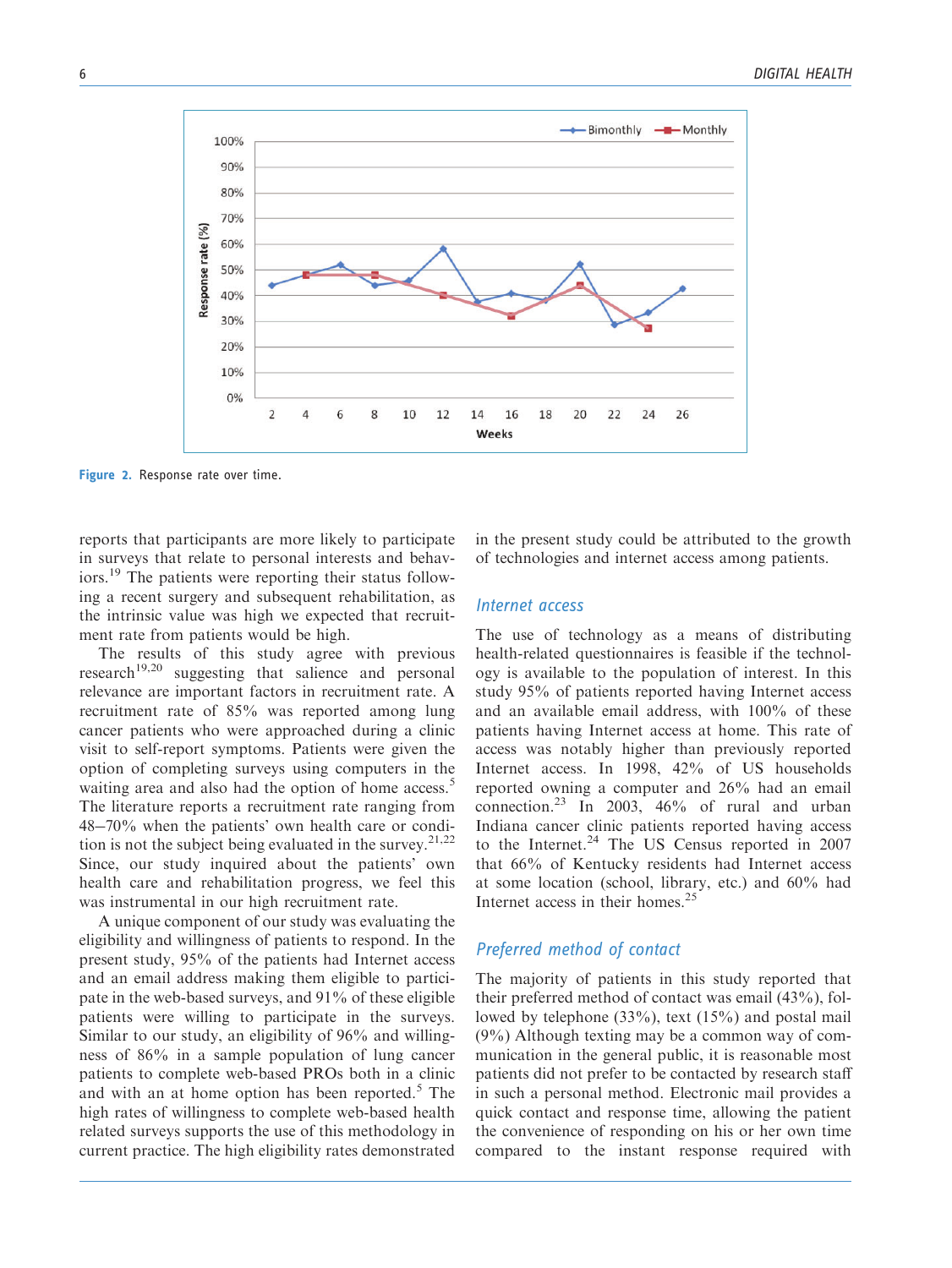Figure 2. Response rate over time.

reports that participants are more likely to participate in surveys that relate to personal interests and behaviors.[19] The patients were reporting their status following a recent surgery and subsequent rehabilitation, as the intrinsic value was high we expected that recruitment rate from patients would be high.

The results of this study agree with previous research[19,20] suggesting that salience and personal relevance are important factors in recruitment rate. A recruitment rate of 85% was reported among lung cancer patients who were approached during a clinic visit to self-report symptoms. Patients were given the option of completing surveys using computers in the waiting area and also had the option of home access.[5] The literature reports a recruitment rate ranging from 48–70% when the patients' own health care or condition is not the subject being evaluated in the survey.[21,22] Since, our study inquired about the patients' own health care and rehabilitation progress, we feel this was instrumental in our high recruitment rate.

A unique component of our study was evaluating the eligibility and willingness of patients to respond. In the present study, 95% of the patients had Internet access and an email address making them eligible to participate in the web-based surveys, and 91% of these eligible patients were willing to participate in the surveys. Similar to our study, an eligibility of 96% and willingness of 86% in a sample population of lung cancer patients to complete web-based PROs both in a clinic and with an at home option has been reported.[5] The high rates of willingness to complete web-based health related surveys supports the use of this methodology in current practice. The high eligibility rates demonstrated in the present study could be attributed to the growth of technologies and internet access among patients.

### Internet access

The use of technology as a means of distributing health-related questionnaires is feasible if the technology is available to the population of interest. In this study 95% of patients reported having Internet access and an available email address, with 100% of these patients having Internet access at home. This rate of access was notably higher than previously reported Internet access. In 1998, 42% of US households reported owning a computer and 26% had an email connection.[23] In 2003, 46% of rural and urban Indiana cancer clinic patients reported having access to the Internet.[24] The US Census reported in 2007 that 66% of Kentucky residents had Internet access at some location (school, library, etc.) and 60% had Internet access in their homes.[25]

### Preferred method of contact

The majority of patients in this study reported that their preferred method of contact was email (43%), followed by telephone (33%), text (15%) and postal mail (9%) Although texting may be a common way of communication in the general public, it is reasonable most patients did not prefer to be contacted by research staff in such a personal method. Electronic mail provides a quick contact and response time, allowing the patient the convenience of responding on his or her own time compared to the instant response required with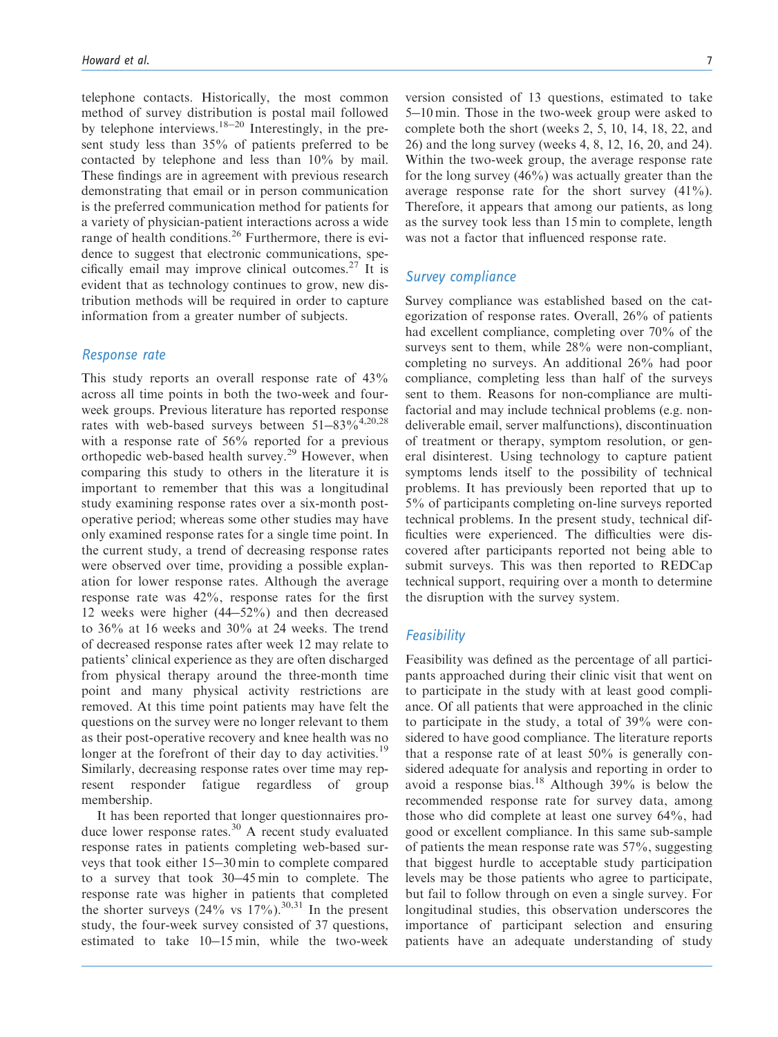telephone contacts. Historically, the most common method of survey distribution is postal mail followed by telephone interviews.[18–20] Interestingly, in the present study less than 35% of patients preferred to be contacted by telephone and less than 10% by mail. These findings are in agreement with previous research demonstrating that email or in person communication is the preferred communication method for patients for a variety of physician-patient interactions across a wide range of health conditions.[26] Furthermore, there is evidence to suggest that electronic communications, specifically email may improve clinical outcomes.[27] It is evident that as technology continues to grow, new distribution methods will be required in order to capture information from a greater number of subjects.

### Response rate

This study reports an overall response rate of 43% across all time points in both the two-week and four-week groups. Previous literature has reported response rates with web-based surveys between 51–83%[4,20,28] with a response rate of 56% reported for a previous orthopedic web-based health survey.[29] However, when comparing this study to others in the literature it is important to remember that this was a longitudinal study examining response rates over a six-month post-operative period; whereas some other studies may have only examined response rates for a single time point. In the current study, a trend of decreasing response rates were observed over time, providing a possible explanation for lower response rates. Although the average response rate was 42%, response rates for the first 12 weeks were higher (44–52%) and then decreased to 36% at 16 weeks and 30% at 24 weeks. The trend of decreased response rates after week 12 may relate to patients' clinical experience as they are often discharged from physical therapy around the three-month time point and many physical activity restrictions are removed. At this time point patients may have felt the questions on the survey were no longer relevant to them as their post-operative recovery and knee health was no longer at the forefront of their day to day activities.[19] Similarly, decreasing response rates over time may represent responder fatigue regardless of group membership.

It has been reported that longer questionnaires produce lower response rates.[30] A recent study evaluated response rates in patients completing web-based surveys that took either 15–30 min to complete compared to a survey that took 30–45 min to complete. The response rate was higher in patients that completed the shorter surveys (24% vs 17%).[30,31] In the present study, the four-week survey consisted of 37 questions, estimated to take 10–15 min, while the two-week version consisted of 13 questions, estimated to take 5–10 min. Those in the two-week group were asked to complete both the short (weeks 2, 5, 10, 14, 18, 22, and 26) and the long survey (weeks 4, 8, 12, 16, 20, and 24). Within the two-week group, the average response rate for the long survey (46%) was actually greater than the average response rate for the short survey (41%). Therefore, it appears that among our patients, as long as the survey took less than 15 min to complete, length was not a factor that influenced response rate.

### Survey compliance

Survey compliance was established based on the categorization of response rates. Overall, 26% of patients had excellent compliance, completing over 70% of the surveys sent to them, while 28% were non-compliant, completing no surveys. An additional 26% had poor compliance, completing less than half of the surveys sent to them. Reasons for non-compliance are multi-factorial and may include technical problems (e.g. non-deliverable email, server malfunctions), discontinuation of treatment or therapy, symptom resolution, or general disinterest. Using technology to capture patient symptoms lends itself to the possibility of technical problems. It has previously been reported that up to 5% of participants completing on-line surveys reported technical problems. In the present study, technical difficulties were experienced. The difficulties were discovered after participants reported not being able to submit surveys. This was then reported to REDCap technical support, requiring over a month to determine the disruption with the survey system.

### Feasibility

Feasibility was defined as the percentage of all participants approached during their clinic visit that went on to participate in the study with at least good compliance. Of all patients that were approached in the clinic to participate in the study, a total of 39% were considered to have good compliance. The literature reports that a response rate of at least 50% is generally considered adequate for analysis and reporting in order to avoid a response bias.[18] Although 39% is below the recommended response rate for survey data, among those who did complete at least one survey 64%, had good or excellent compliance. In this same sub-sample of patients the mean response rate was 57%, suggesting that biggest hurdle to acceptable study participation levels may be those patients who agree to participate, but fail to follow through on even a single survey. For longitudinal studies, this observation underscores the importance of participant selection and ensuring patients have an adequate understanding of study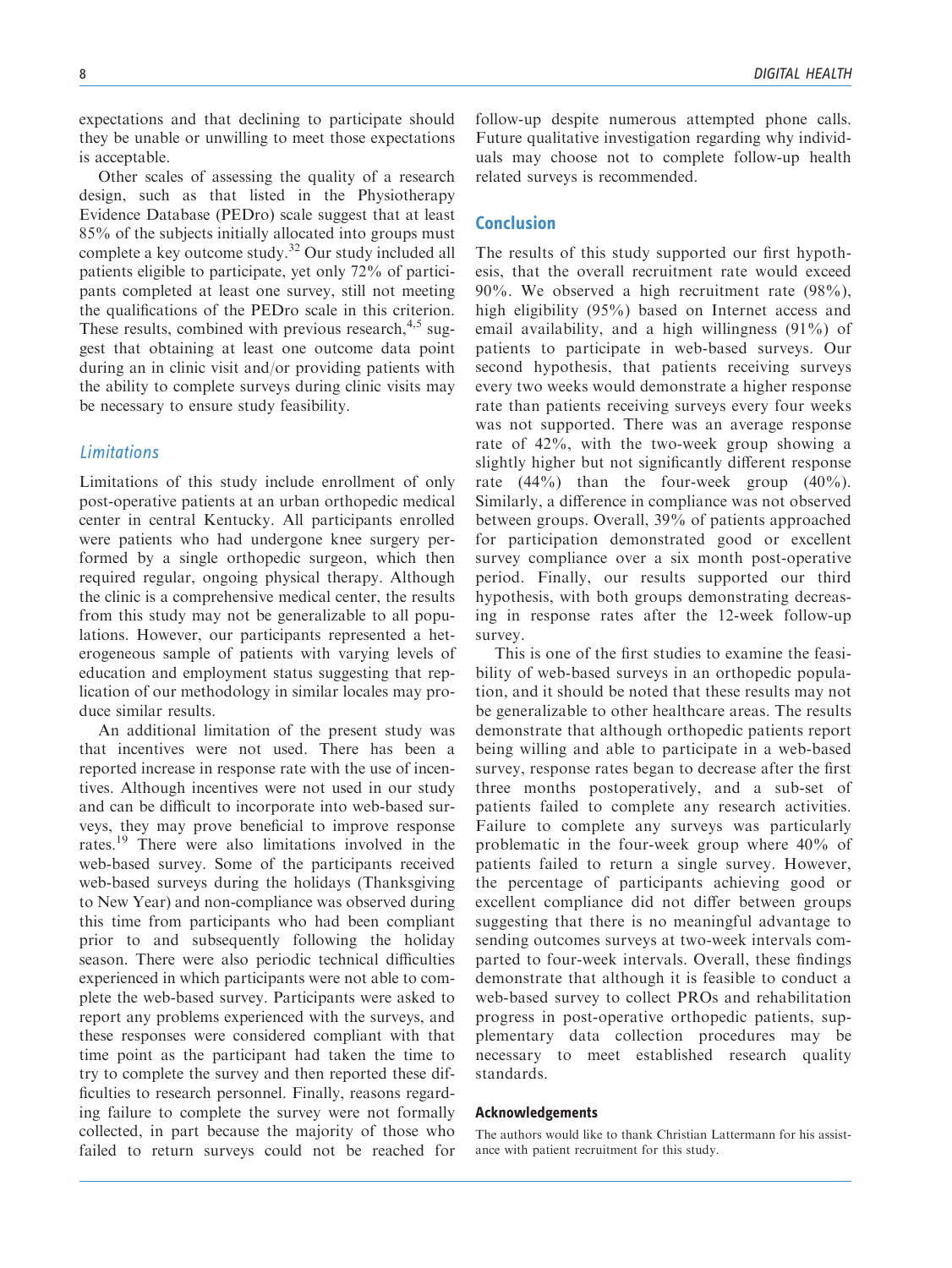expectations and that declining to participate should they be unable or unwilling to meet those expectations is acceptable.

Other scales of assessing the quality of a research design, such as that listed in the Physiotherapy Evidence Database (PEDro) scale suggest that at least 85% of the subjects initially allocated into groups must complete a key outcome study.[32] Our study included all patients eligible to participate, yet only 72% of participants completed at least one survey, still not meeting the qualifications of the PEDro scale in this criterion. These results, combined with previous research,[4,5] suggest that obtaining at least one outcome data point during an in clinic visit and/or providing patients with the ability to complete surveys during clinic visits may be necessary to ensure study feasibility.

### *Limitations*

Limitations of this study include enrollment of only post-operative patients at an urban orthopedic medical center in central Kentucky. All participants enrolled were patients who had undergone knee surgery performed by a single orthopedic surgeon, which then required regular, ongoing physical therapy. Although the clinic is a comprehensive medical center, the results from this study may not be generalizable to all populations. However, our participants represented a heterogeneous sample of patients with varying levels of education and employment status suggesting that replication of our methodology in similar locales may produce similar results.

An additional limitation of the present study was that incentives were not used. There has been a reported increase in response rate with the use of incentives. Although incentives were not used in our study and can be difficult to incorporate into web-based surveys, they may prove beneficial to improve response rates.[19] There were also limitations involved in the web-based survey. Some of the participants received web-based surveys during the holidays (Thanksgiving to New Year) and non-compliance was observed during this time from participants who had been compliant prior to and subsequently following the holiday season. There were also periodic technical difficulties experienced in which participants were not able to complete the web-based survey. Participants were asked to report any problems experienced with the surveys, and these responses were considered compliant with that time point as the participant had taken the time to try to complete the survey and then reported these difficulties to research personnel. Finally, reasons regarding failure to complete the survey were not formally collected, in part because the majority of those who failed to return surveys could not be reached for follow-up despite numerous attempted phone calls. Future qualitative investigation regarding why individuals may choose not to complete follow-up health related surveys is recommended.

## Conclusion

The results of this study supported our first hypothesis, that the overall recruitment rate would exceed 90%. We observed a high recruitment rate (98%), high eligibility (95%) based on Internet access and email availability, and a high willingness (91%) of patients to participate in web-based surveys. Our second hypothesis, that patients receiving surveys every two weeks would demonstrate a higher response rate than patients receiving surveys every four weeks was not supported. There was an average response rate of 42%, with the two-week group showing a slightly higher but not significantly different response rate (44%) than the four-week group (40%). Similarly, a difference in compliance was not observed between groups. Overall, 39% of patients approached for participation demonstrated good or excellent survey compliance over a six month post-operative period. Finally, our results supported our third hypothesis, with both groups demonstrating decreasing in response rates after the 12-week follow-up survey.

This is one of the first studies to examine the feasibility of web-based surveys in an orthopedic population, and it should be noted that these results may not be generalizable to other healthcare areas. The results demonstrate that although orthopedic patients report being willing and able to participate in a web-based survey, response rates began to decrease after the first three months postoperatively, and a sub-set of patients failed to complete any research activities. Failure to complete any surveys was particularly problematic in the four-week group where 40% of patients failed to return a single survey. However, the percentage of participants achieving good or excellent compliance did not differ between groups suggesting that there is no meaningful advantage to sending outcomes surveys at two-week intervals comparted to four-week intervals. Overall, these findings demonstrate that although it is feasible to conduct a web-based survey to collect PROs and rehabilitation progress in post-operative orthopedic patients, supplementary data collection procedures may be necessary to meet established research quality standards.

### Acknowledgements

The authors would like to thank Christian Lattermann for his assistance with patient recruitment for this study.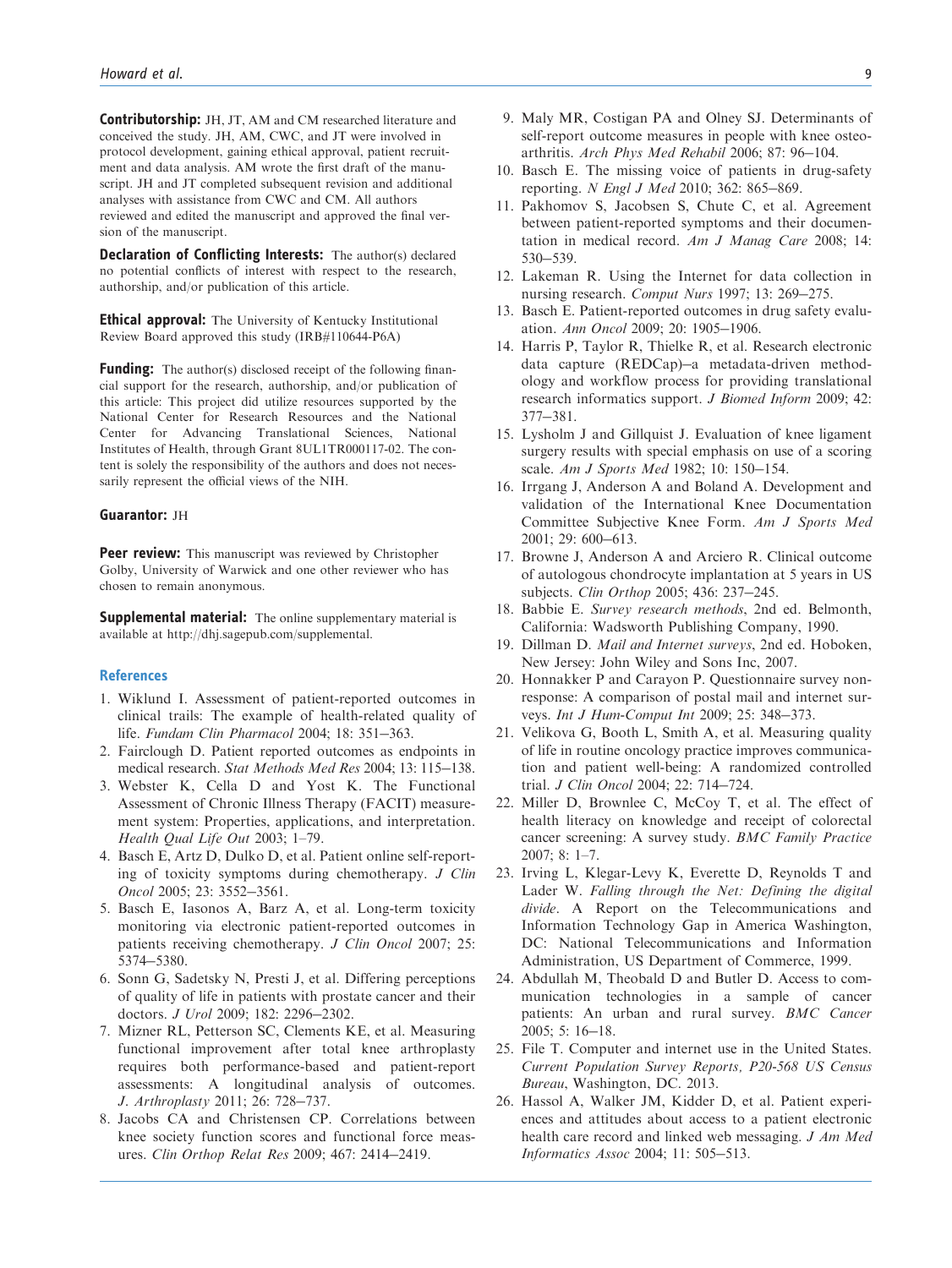**Contributorship:** JH, JT, AM and CM researched literature and conceived the study. JH, AM, CWC, and JT were involved in protocol development, gaining ethical approval, patient recruitment and data analysis. AM wrote the first draft of the manuscript. JH and JT completed subsequent revision and additional analyses with assistance from CWC and CM. All authors reviewed and edited the manuscript and approved the final version of the manuscript.

**Declaration of Conflicting Interests:** The author(s) declared no potential conflicts of interest with respect to the research, authorship, and/or publication of this article.

**Ethical approval:** The University of Kentucky Institutional Review Board approved this study (IRB#110644-P6A)

**Funding:** The author(s) disclosed receipt of the following financial support for the research, authorship, and/or publication of this article: This project did utilize resources supported by the National Center for Research Resources and the National Center for Advancing Translational Sciences, National Institutes of Health, through Grant 8UL1TR000117-02. The content is solely the responsibility of the authors and does not necessarily represent the official views of the NIH.

**Guarantor:** JH

**Peer review:** This manuscript was reviewed by Christopher Golby, University of Warwick and one other reviewer who has chosen to remain anonymous.

**Supplemental material:** The online supplementary material is available at http://dhj.sagepub.com/supplemental.

## References

1. Wiklund I. Assessment of patient-reported outcomes in clinical trails: The example of health-related quality of life. *Fundam Clin Pharmacol* 2004; 18: 351–363.
2. Fairclough D. Patient reported outcomes as endpoints in medical research. *Stat Methods Med Res* 2004; 13: 115–138.
3. Webster K, Cella D and Yost K. The Functional Assessment of Chronic Illness Therapy (FACIT) measurement system: Properties, applications, and interpretation. *Health Qual Life Out* 2003; 1–79.
4. Basch E, Artz D, Dulko D, et al. Patient online self-reporting of toxicity symptoms during chemotherapy. *J Clin Oncol* 2005; 23: 3552–3561.
5. Basch E, Iasonos A, Barz A, et al. Long-term toxicity monitoring via electronic patient-reported outcomes in patients receiving chemotherapy. *J Clin Oncol* 2007; 25: 5374–5380.
6. Sonn G, Sadetsky N, Presti J, et al. Differing perceptions of quality of life in patients with prostate cancer and their doctors. *J Urol* 2009; 182: 2296–2302.
7. Mizner RL, Petterson SC, Clements KE, et al. Measuring functional improvement after total knee arthroplasty requires both performance-based and patient-report assessments: A longitudinal analysis of outcomes. *J. Arthroplasty* 2011; 26: 728–737.
8. Jacobs CA and Christensen CP. Correlations between knee society function scores and functional force measures. *Clin Orthop Relat Res* 2009; 467: 2414–2419.
9. Maly MR, Costigan PA and Olney SJ. Determinants of self-report outcome measures in people with knee osteoarthritis. *Arch Phys Med Rehabil* 2006; 87: 96–104.
10. Basch E. The missing voice of patients in drug-safety reporting. *N Engl J Med* 2010; 362: 865–869.
11. Pakhomov S, Jacobsen S, Chute C, et al. Agreement between patient-reported symptoms and their documentation in medical record. *Am J Manag Care* 2008; 14: 530–539.
12. Lakeman R. Using the Internet for data collection in nursing research. *Comput Nurs* 1997; 13: 269–275.
13. Basch E. Patient-reported outcomes in drug safety evaluation. *Ann Oncol* 2009; 20: 1905–1906.
14. Harris P, Taylor R, Thielke R, et al. Research electronic data capture (REDCap)–a metadata-driven methodology and workflow process for providing translational research informatics support. *J Biomed Inform* 2009; 42: 377–381.
15. Lysholm J and Gillquist J. Evaluation of knee ligament surgery results with special emphasis on use of a scoring scale. *Am J Sports Med* 1982; 10: 150–154.
16. Irrgang J, Anderson A and Boland A. Development and validation of the International Knee Documentation Committee Subjective Knee Form. *Am J Sports Med* 2001; 29: 600–613.
17. Browne J, Anderson A and Arciero R. Clinical outcome of autologous chondrocyte implantation at 5 years in US subjects. *Clin Orthop* 2005; 436: 237–245.
18. Babbie E. *Survey research methods*, 2nd ed. Belmonth, California: Wadsworth Publishing Company, 1990.
19. Dillman D. *Mail and Internet surveys*, 2nd ed. Hoboken, New Jersey: John Wiley and Sons Inc, 2007.
20. Honnakker P and Carayon P. Questionnaire survey nonresponse: A comparison of postal mail and internet surveys. *Int J Hum-Comput Int* 2009; 25: 348–373.
21. Velikova G, Booth L, Smith A, et al. Measuring quality of life in routine oncology practice improves communication and patient well-being: A randomized controlled trial. *J Clin Oncol* 2004; 22: 714–724.
22. Miller D, Brownlee C, McCoy T, et al. The effect of health literacy on knowledge and receipt of colorectal cancer screening: A survey study. *BMC Family Practice* 2007; 8: 1–7.
23. Irving L, Klegar-Levy K, Everette D, Reynolds T and Lader W. *Falling through the Net: Defining the digital divide*. A Report on the Telecommunications and Information Technology Gap in America Washington, DC: National Telecommunications and Information Administration, US Department of Commerce, 1999.
24. Abdullah M, Theobald D and Butler D. Access to communication technologies in a sample of cancer patients: An urban and rural survey. *BMC Cancer* 2005; 5: 16–18.
25. File T. Computer and internet use in the United States. *Current Population Survey Reports, P20-568 US Census Bureau*, Washington, DC. 2013.
26. Hassol A, Walker JM, Kidder D, et al. Patient experiences and attitudes about access to a patient electronic health care record and linked web messaging. *J Am Med Informatics Assoc* 2004; 11: 505–513.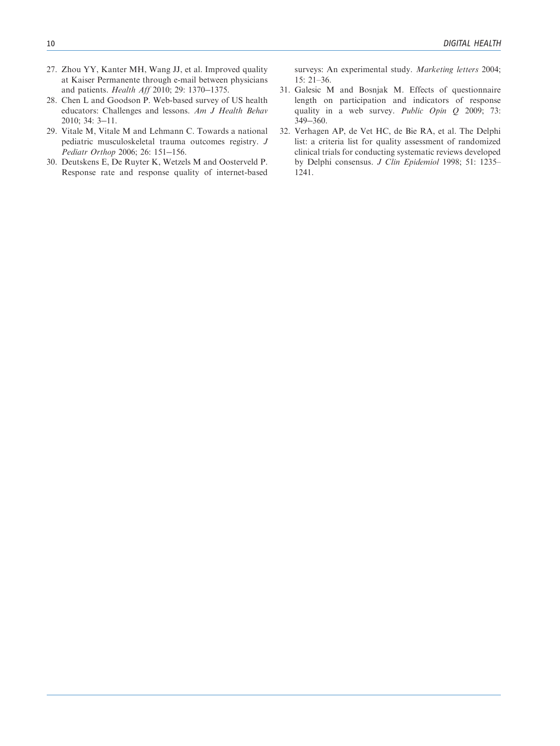27. Zhou YY, Kanter MH, Wang JJ, et al. Improved quality at Kaiser Permanente through e-mail between physicians and patients. *Health Aff* 2010; 29: 1370–1375.
28. Chen L and Goodson P. Web-based survey of US health educators: Challenges and lessons. *Am J Health Behav* 2010; 34: 3–11.
29. Vitale M, Vitale M and Lehmann C. Towards a national pediatric musculoskeletal trauma outcomes registry. *J Pediatr Orthop* 2006; 26: 151–156.
30. Deutskens E, De Ruyter K, Wetzels M and Oosterveld P. Response rate and response quality of internet-based surveys: An experimental study. *Marketing letters* 2004; 15: 21–36.
31. Galesic M and Bosnjak M. Effects of questionnaire length on participation and indicators of response quality in a web survey. *Public Opin Q* 2009; 73: 349–360.
32. Verhagen AP, de Vet HC, de Bie RA, et al. The Delphi list: a criteria list for quality assessment of randomized clinical trials for conducting systematic reviews developed by Delphi consensus. *J Clin Epidemiol* 1998; 51: 1235–1241.